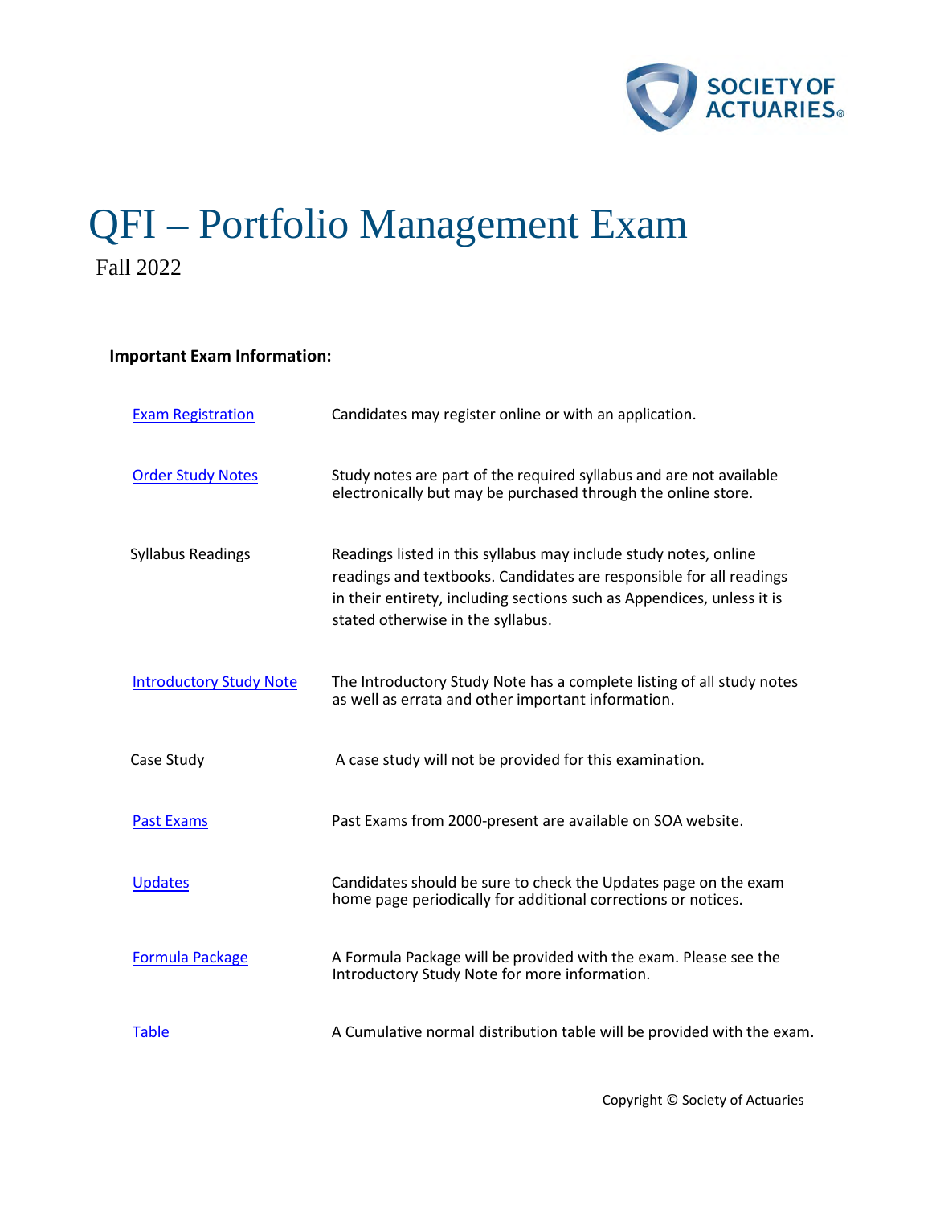# QFI – Portfolio Management Exam

Fall 2022

**Important Exam Information:**

| | |
|---|---|
| Exam Registration | Candidates may register online or with an application. |
| Order Study Notes | Study notes are part of the required syllabus and are not available electronically but may be purchased through the online store. |
| Syllabus Readings | Readings listed in this syllabus may include study notes, online readings and textbooks. Candidates are responsible for all readings in their entirety, including sections such as Appendices, unless it is stated otherwise in the syllabus. |
| Introductory Study Note | The Introductory Study Note has a complete listing of all study notes as well as errata and other important information. |
| Case Study | A case study will not be provided for this examination. |
| Past Exams | Past Exams from 2000-present are available on SOA website. |
| Updates | Candidates should be sure to check the Updates page on the exam home page periodically for additional corrections or notices. |
| Formula Package | A Formula Package will be provided with the exam. Please see the Introductory Study Note for more information. |
| Table | A Cumulative normal distribution table will be provided with the exam. |

Copyright © Society of Actuaries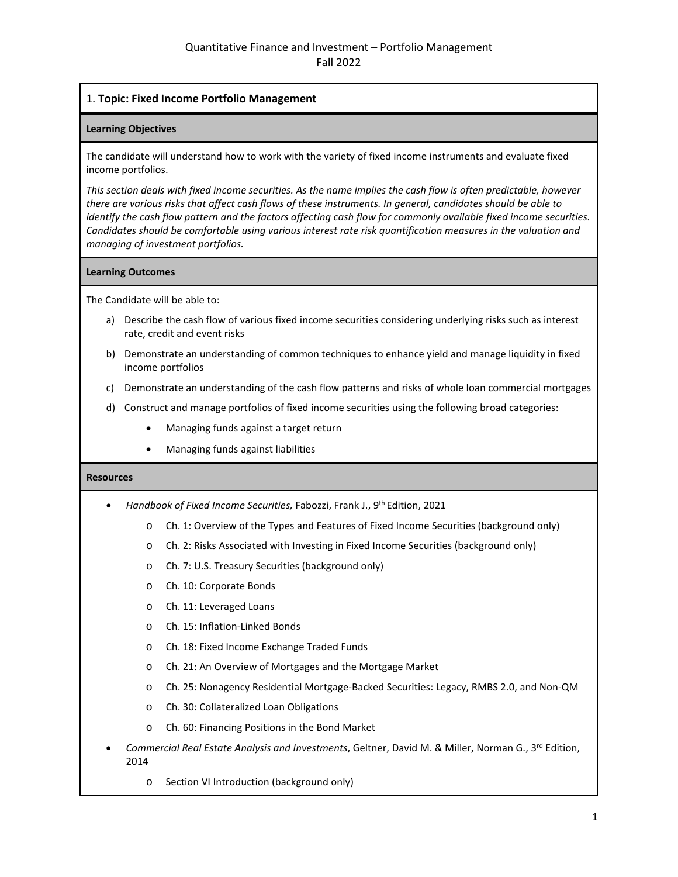Quantitative Finance and Investment – Portfolio Management
Fall 2022

## 1. **Topic: Fixed Income Portfolio Management**

### Learning Objectives

The candidate will understand how to work with the variety of fixed income instruments and evaluate fixed income portfolios.

*This section deals with fixed income securities. As the name implies the cash flow is often predictable, however there are various risks that affect cash flows of these instruments. In general, candidates should be able to identify the cash flow pattern and the factors affecting cash flow for commonly available fixed income securities. Candidates should be comfortable using various interest rate risk quantification measures in the valuation and managing of investment portfolios.*

### Learning Outcomes

The Candidate will be able to:

a) Describe the cash flow of various fixed income securities considering underlying risks such as interest rate, credit and event risks

b) Demonstrate an understanding of common techniques to enhance yield and manage liquidity in fixed income portfolios

c) Demonstrate an understanding of the cash flow patterns and risks of whole loan commercial mortgages

d) Construct and manage portfolios of fixed income securities using the following broad categories:

- Managing funds against a target return
- Managing funds against liabilities

### Resources

- *Handbook of Fixed Income Securities,* Fabozzi, Frank J., 9th Edition, 2021
    - Ch. 1: Overview of the Types and Features of Fixed Income Securities (background only)
    - Ch. 2: Risks Associated with Investing in Fixed Income Securities (background only)
    - Ch. 7: U.S. Treasury Securities (background only)
    - Ch. 10: Corporate Bonds
    - Ch. 11: Leveraged Loans
    - Ch. 15: Inflation-Linked Bonds
    - Ch. 18: Fixed Income Exchange Traded Funds
    - Ch. 21: An Overview of Mortgages and the Mortgage Market
    - Ch. 25: Nonagency Residential Mortgage-Backed Securities: Legacy, RMBS 2.0, and Non-QM
    - Ch. 30: Collateralized Loan Obligations
    - Ch. 60: Financing Positions in the Bond Market
- *Commercial Real Estate Analysis and Investments*, Geltner, David M. & Miller, Norman G., 3rd Edition, 2014
    - Section VI Introduction (background only)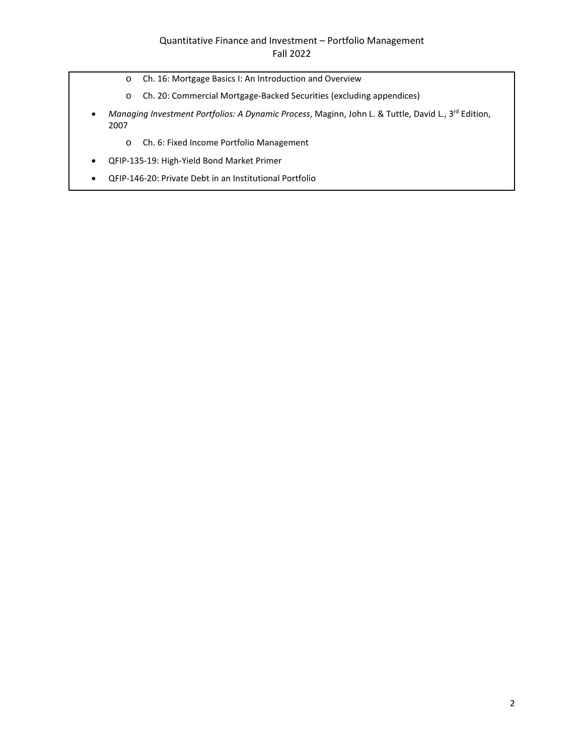- Ch. 16: Mortgage Basics I: An Introduction and Overview
    - Ch. 20: Commercial Mortgage-Backed Securities (excluding appendices)
- *Managing Investment Portfolios: A Dynamic Process*, Maginn, John L. & Tuttle, David L., 3rd Edition, 2007
    - Ch. 6: Fixed Income Portfolio Management
- QFIP-135-19: High-Yield Bond Market Primer
- QFIP-146-20: Private Debt in an Institutional Portfolio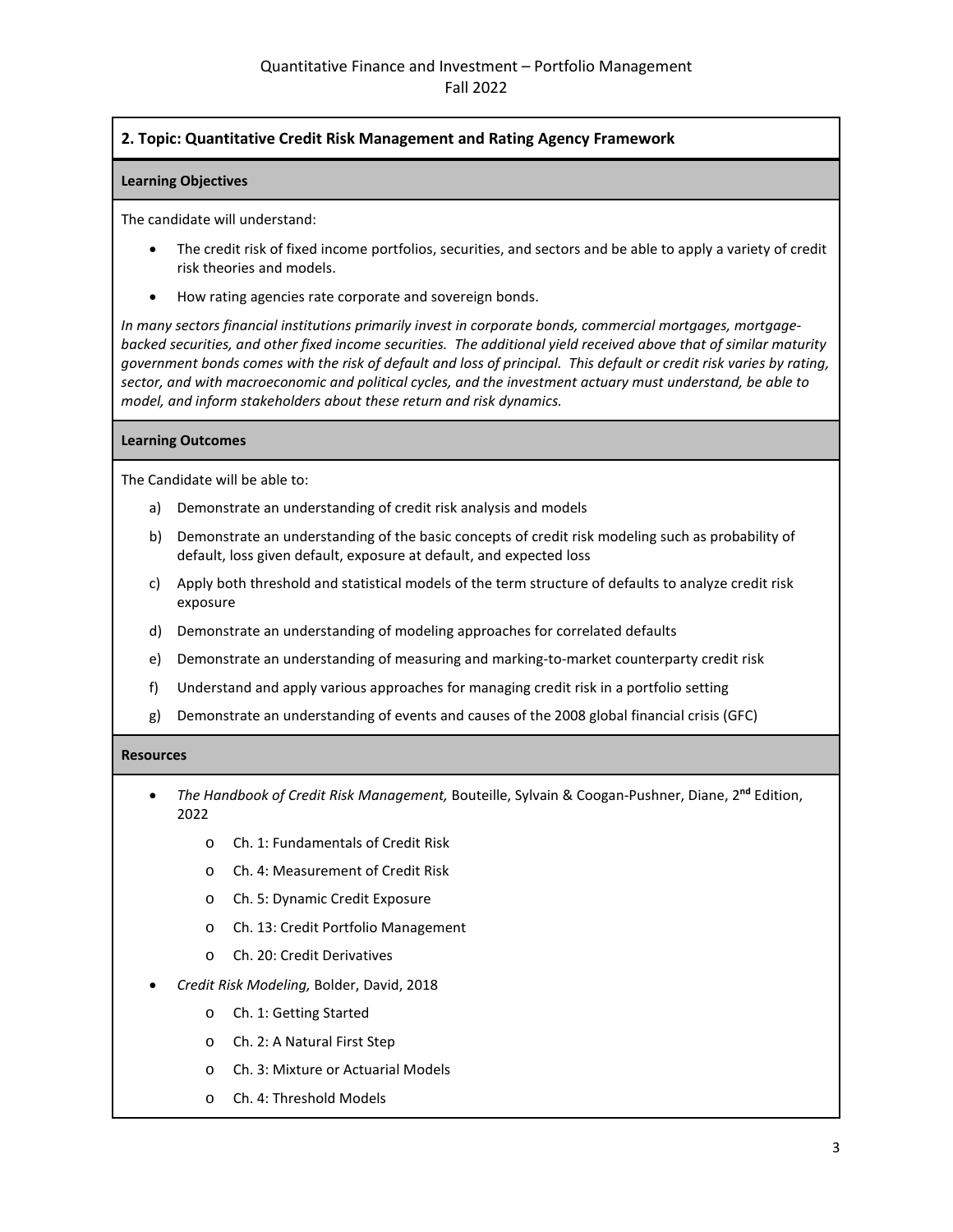## 2. Topic: Quantitative Credit Risk Management and Rating Agency Framework

### Learning Objectives

The candidate will understand:

- The credit risk of fixed income portfolios, securities, and sectors and be able to apply a variety of credit risk theories and models.
- How rating agencies rate corporate and sovereign bonds.

*In many sectors financial institutions primarily invest in corporate bonds, commercial mortgages, mortgage-backed securities, and other fixed income securities. The additional yield received above that of similar maturity government bonds comes with the risk of default and loss of principal. This default or credit risk varies by rating, sector, and with macroeconomic and political cycles, and the investment actuary must understand, be able to model, and inform stakeholders about these return and risk dynamics.*

### Learning Outcomes

The Candidate will be able to:

a) Demonstrate an understanding of credit risk analysis and models

b) Demonstrate an understanding of the basic concepts of credit risk modeling such as probability of default, loss given default, exposure at default, and expected loss

c) Apply both threshold and statistical models of the term structure of defaults to analyze credit risk exposure

d) Demonstrate an understanding of modeling approaches for correlated defaults

e) Demonstrate an understanding of measuring and marking-to-market counterparty credit risk

f) Understand and apply various approaches for managing credit risk in a portfolio setting

g) Demonstrate an understanding of events and causes of the 2008 global financial crisis (GFC)

### Resources

- *The Handbook of Credit Risk Management,* Bouteille, Sylvain & Coogan-Pushner, Diane, 2nd Edition, 2022
  - Ch. 1: Fundamentals of Credit Risk
  - Ch. 4: Measurement of Credit Risk
  - Ch. 5: Dynamic Credit Exposure
  - Ch. 13: Credit Portfolio Management
  - Ch. 20: Credit Derivatives
- *Credit Risk Modeling,* Bolder, David, 2018
  - Ch. 1: Getting Started
  - Ch. 2: A Natural First Step
  - Ch. 3: Mixture or Actuarial Models
  - Ch. 4: Threshold Models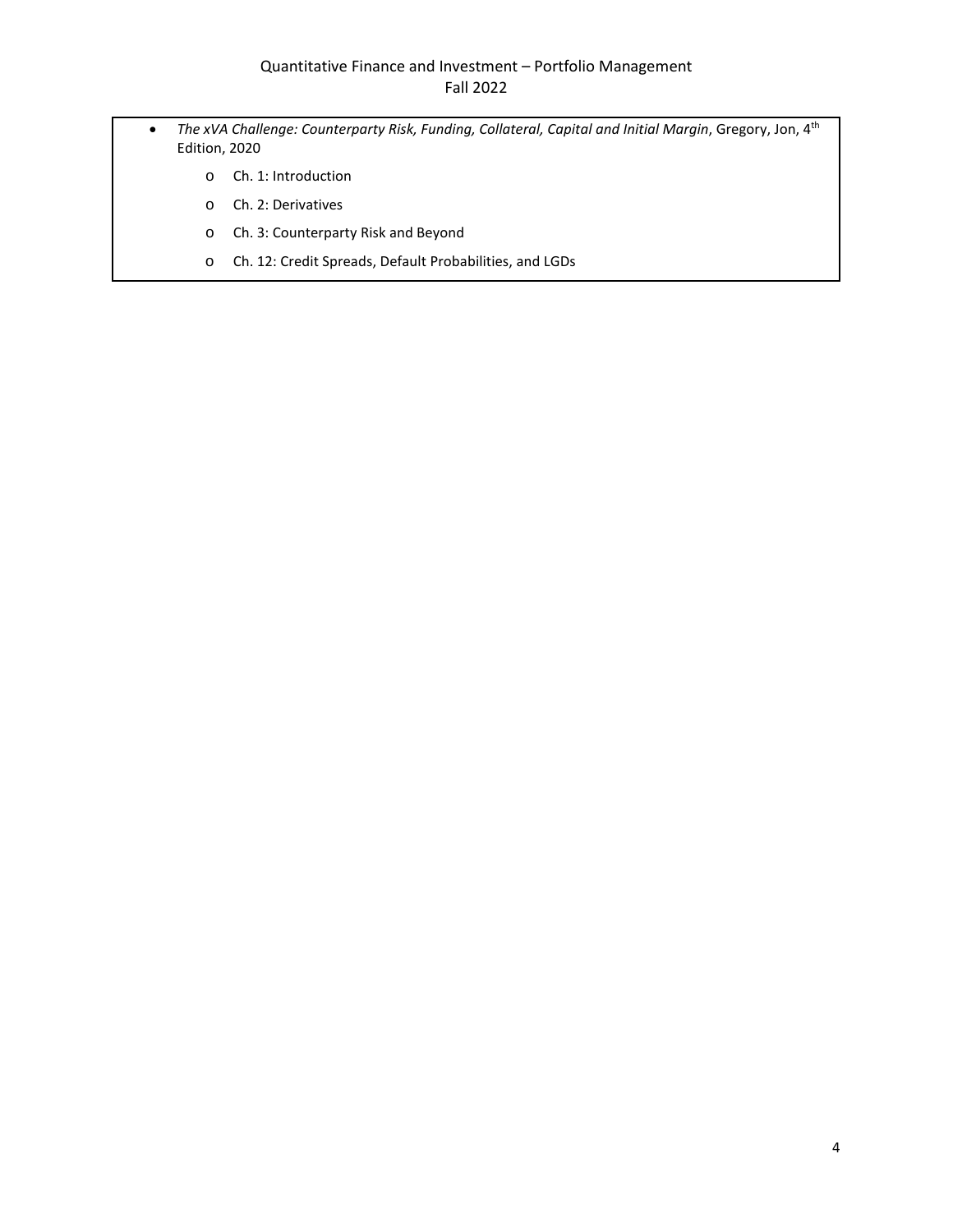- *The xVA Challenge: Counterparty Risk, Funding, Collateral, Capital and Initial Margin*, Gregory, Jon, 4th Edition, 2020
  - Ch. 1: Introduction
  - Ch. 2: Derivatives
  - Ch. 3: Counterparty Risk and Beyond
  - Ch. 12: Credit Spreads, Default Probabilities, and LGDs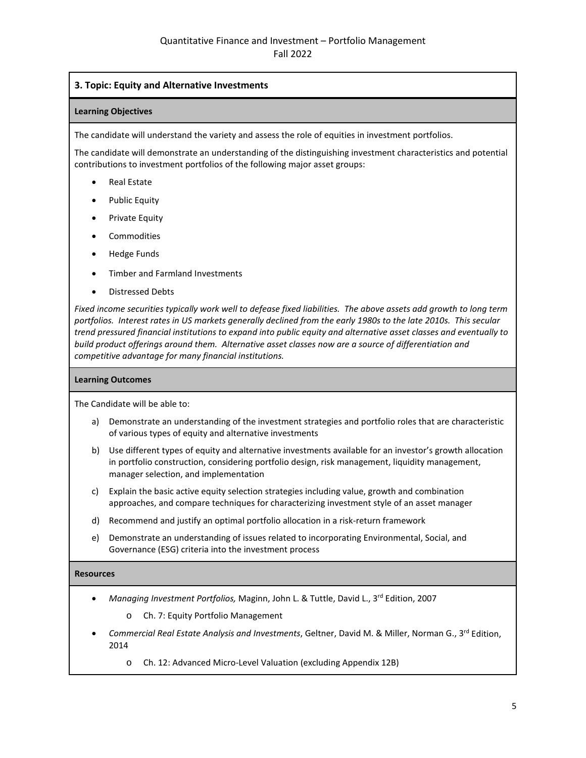## 3. Topic: Equity and Alternative Investments

### Learning Objectives

The candidate will understand the variety and assess the role of equities in investment portfolios.

The candidate will demonstrate an understanding of the distinguishing investment characteristics and potential contributions to investment portfolios of the following major asset groups:

- Real Estate
- Public Equity
- Private Equity
- Commodities
- Hedge Funds
- Timber and Farmland Investments
- Distressed Debts

*Fixed income securities typically work well to defease fixed liabilities. The above assets add growth to long term portfolios. Interest rates in US markets generally declined from the early 1980s to the late 2010s. This secular trend pressured financial institutions to expand into public equity and alternative asset classes and eventually to build product offerings around them. Alternative asset classes now are a source of differentiation and competitive advantage for many financial institutions.*

### Learning Outcomes

The Candidate will be able to:

a) Demonstrate an understanding of the investment strategies and portfolio roles that are characteristic of various types of equity and alternative investments

b) Use different types of equity and alternative investments available for an investor's growth allocation in portfolio construction, considering portfolio design, risk management, liquidity management, manager selection, and implementation

c) Explain the basic active equity selection strategies including value, growth and combination approaches, and compare techniques for characterizing investment style of an asset manager

d) Recommend and justify an optimal portfolio allocation in a risk-return framework

e) Demonstrate an understanding of issues related to incorporating Environmental, Social, and Governance (ESG) criteria into the investment process

### Resources

- *Managing Investment Portfolios,* Maginn, John L. & Tuttle, David L., 3rd Edition, 2007
  - Ch. 7: Equity Portfolio Management
- *Commercial Real Estate Analysis and Investments*, Geltner, David M. & Miller, Norman G., 3rd Edition, 2014
  - Ch. 12: Advanced Micro-Level Valuation (excluding Appendix 12B)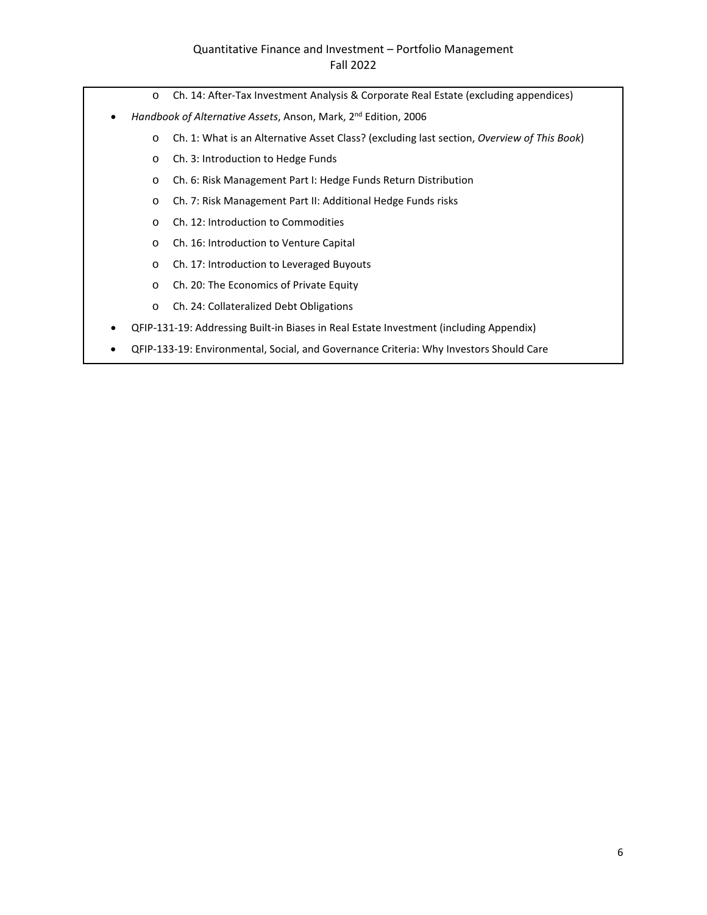- Ch. 14: After-Tax Investment Analysis & Corporate Real Estate (excluding appendices)

- *Handbook of Alternative Assets*, Anson, Mark, 2nd Edition, 2006
  - Ch. 1: What is an Alternative Asset Class? (excluding last section, *Overview of This Book*)
  - Ch. 3: Introduction to Hedge Funds
  - Ch. 6: Risk Management Part I: Hedge Funds Return Distribution
  - Ch. 7: Risk Management Part II: Additional Hedge Funds risks
  - Ch. 12: Introduction to Commodities
  - Ch. 16: Introduction to Venture Capital
  - Ch. 17: Introduction to Leveraged Buyouts
  - Ch. 20: The Economics of Private Equity
  - Ch. 24: Collateralized Debt Obligations
- QFIP-131-19: Addressing Built-in Biases in Real Estate Investment (including Appendix)
- QFIP-133-19: Environmental, Social, and Governance Criteria: Why Investors Should Care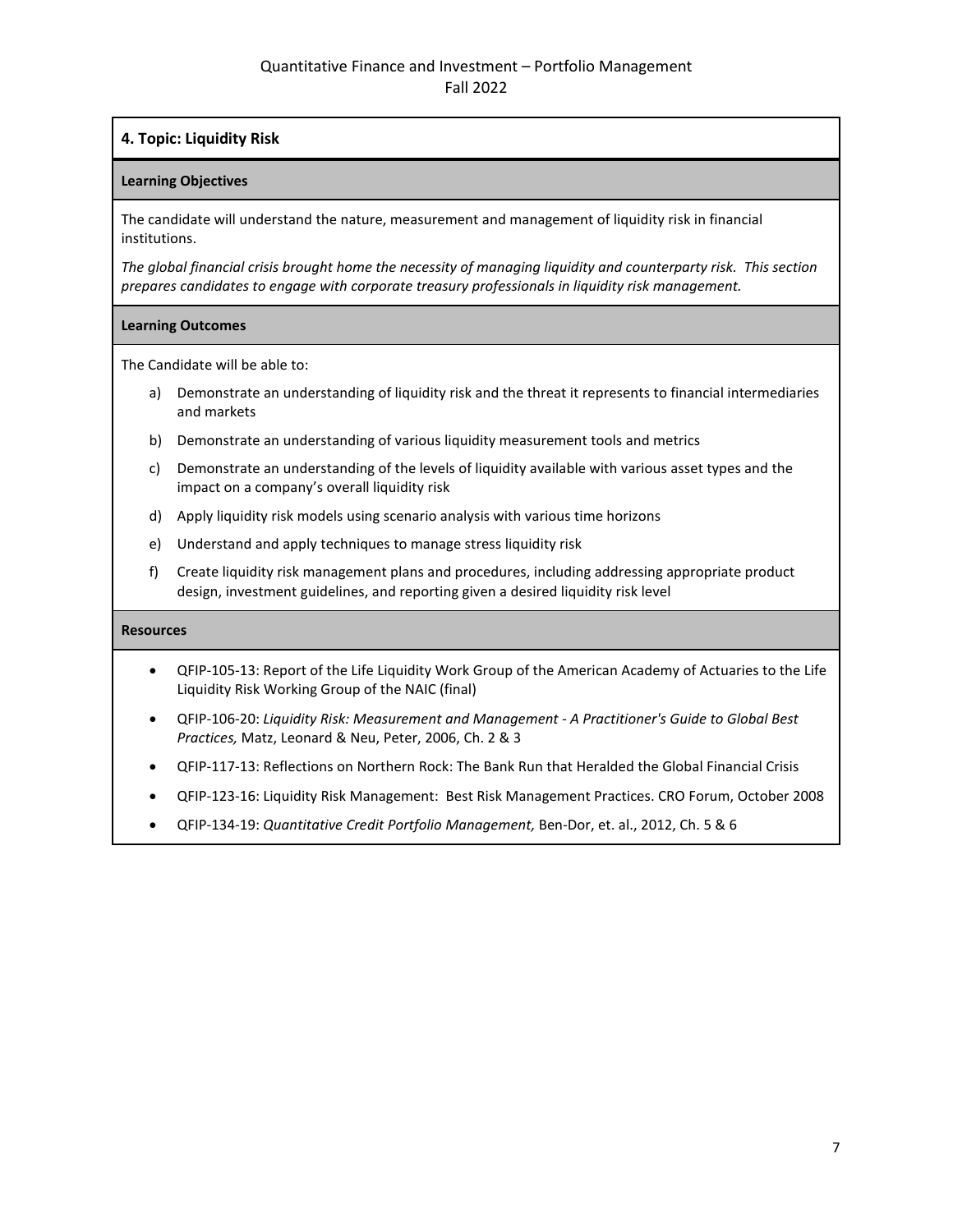## 4. Topic: Liquidity Risk

### Learning Objectives

The candidate will understand the nature, measurement and management of liquidity risk in financial institutions.

*The global financial crisis brought home the necessity of managing liquidity and counterparty risk. This section prepares candidates to engage with corporate treasury professionals in liquidity risk management.*

### Learning Outcomes

The Candidate will be able to:

a) Demonstrate an understanding of liquidity risk and the threat it represents to financial intermediaries and markets

b) Demonstrate an understanding of various liquidity measurement tools and metrics

c) Demonstrate an understanding of the levels of liquidity available with various asset types and the impact on a company's overall liquidity risk

d) Apply liquidity risk models using scenario analysis with various time horizons

e) Understand and apply techniques to manage stress liquidity risk

f) Create liquidity risk management plans and procedures, including addressing appropriate product design, investment guidelines, and reporting given a desired liquidity risk level

### Resources

- QFIP-105-13: Report of the Life Liquidity Work Group of the American Academy of Actuaries to the Life Liquidity Risk Working Group of the NAIC (final)
- QFIP-106-20: *Liquidity Risk: Measurement and Management - A Practitioner's Guide to Global Best Practices,* Matz, Leonard & Neu, Peter, 2006, Ch. 2 & 3
- QFIP-117-13: Reflections on Northern Rock: The Bank Run that Heralded the Global Financial Crisis
- QFIP-123-16: Liquidity Risk Management: Best Risk Management Practices. CRO Forum, October 2008
- QFIP-134-19: *Quantitative Credit Portfolio Management,* Ben-Dor, et. al., 2012, Ch. 5 & 6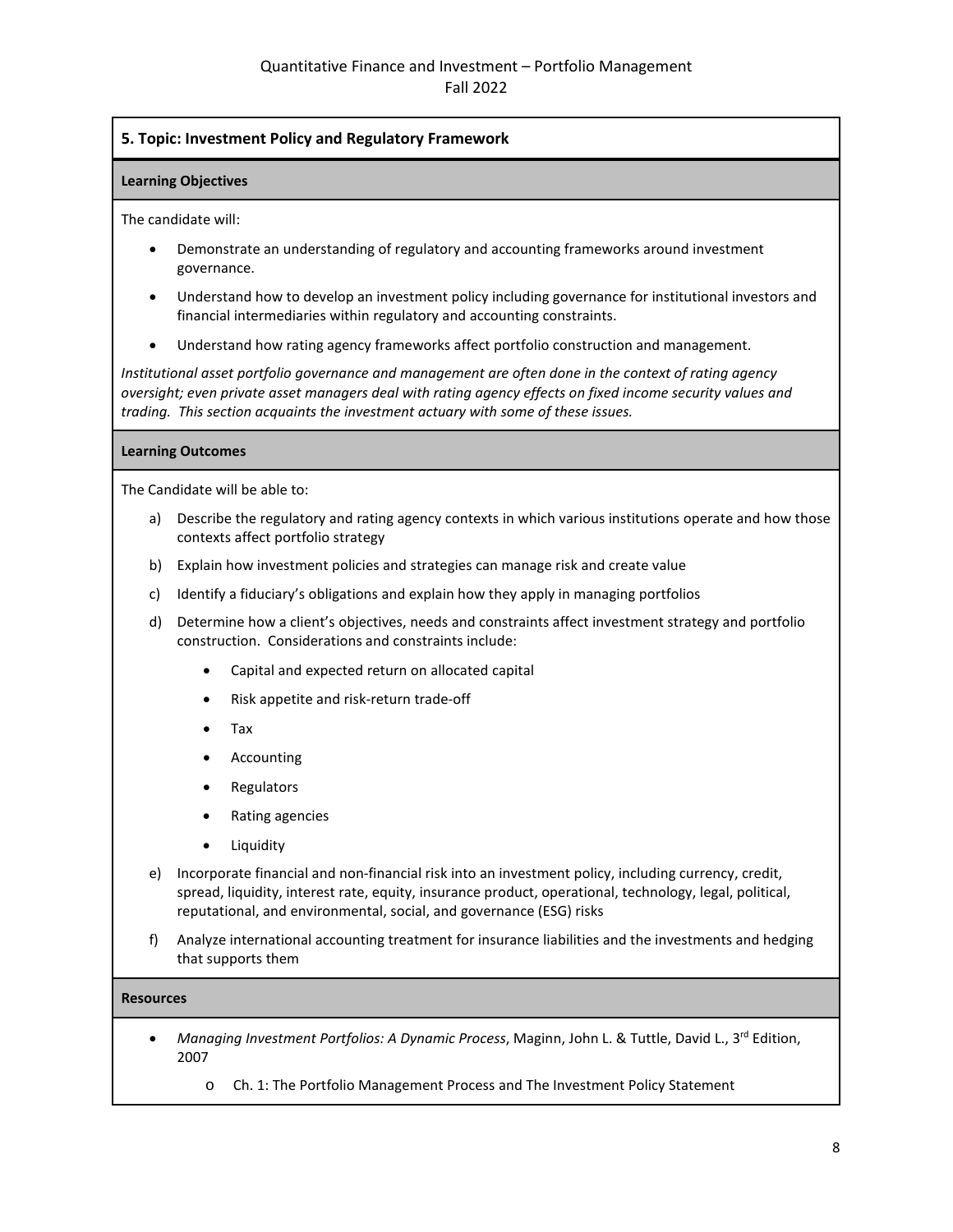## 5. Topic: Investment Policy and Regulatory Framework

### Learning Objectives

The candidate will:

- Demonstrate an understanding of regulatory and accounting frameworks around investment governance.
- Understand how to develop an investment policy including governance for institutional investors and financial intermediaries within regulatory and accounting constraints.
- Understand how rating agency frameworks affect portfolio construction and management.

*Institutional asset portfolio governance and management are often done in the context of rating agency oversight; even private asset managers deal with rating agency effects on fixed income security values and trading. This section acquaints the investment actuary with some of these issues.*

### Learning Outcomes

The Candidate will be able to:

a) Describe the regulatory and rating agency contexts in which various institutions operate and how those contexts affect portfolio strategy

b) Explain how investment policies and strategies can manage risk and create value

c) Identify a fiduciary's obligations and explain how they apply in managing portfolios

d) Determine how a client's objectives, needs and constraints affect investment strategy and portfolio construction. Considerations and constraints include:

   - Capital and expected return on allocated capital
   - Risk appetite and risk-return trade-off
   - Tax
   - Accounting
   - Regulators
   - Rating agencies
   - Liquidity

e) Incorporate financial and non-financial risk into an investment policy, including currency, credit, spread, liquidity, interest rate, equity, insurance product, operational, technology, legal, political, reputational, and environmental, social, and governance (ESG) risks

f) Analyze international accounting treatment for insurance liabilities and the investments and hedging that supports them

### Resources

- *Managing Investment Portfolios: A Dynamic Process*, Maginn, John L. & Tuttle, David L., 3rd Edition, 2007
  - Ch. 1: The Portfolio Management Process and The Investment Policy Statement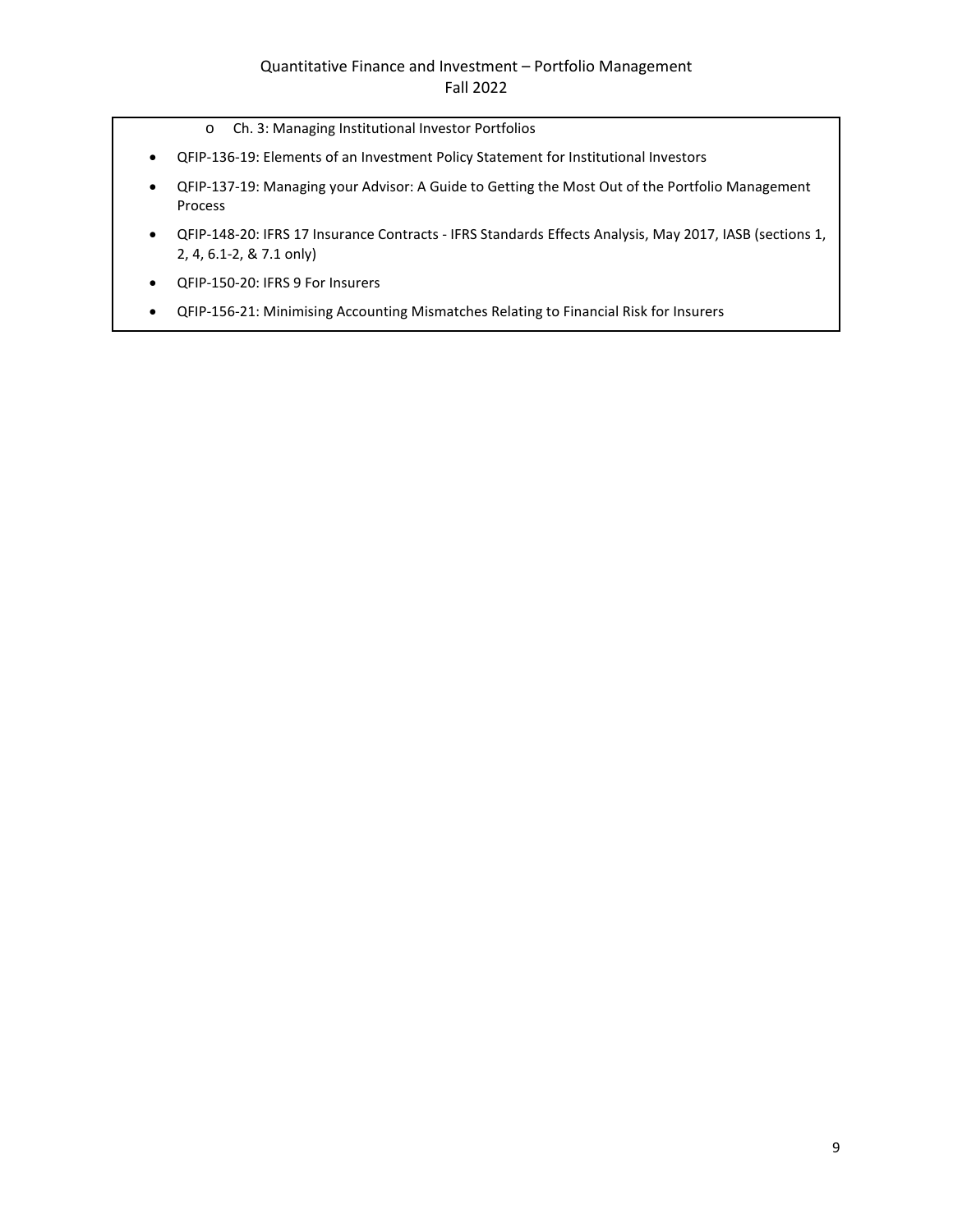- Ch. 3: Managing Institutional Investor Portfolios
- QFIP-136-19: Elements of an Investment Policy Statement for Institutional Investors
- QFIP-137-19: Managing your Advisor: A Guide to Getting the Most Out of the Portfolio Management Process
- QFIP-148-20: IFRS 17 Insurance Contracts - IFRS Standards Effects Analysis, May 2017, IASB (sections 1, 2, 4, 6.1-2, & 7.1 only)
- QFIP-150-20: IFRS 9 For Insurers
- QFIP-156-21: Minimising Accounting Mismatches Relating to Financial Risk for Insurers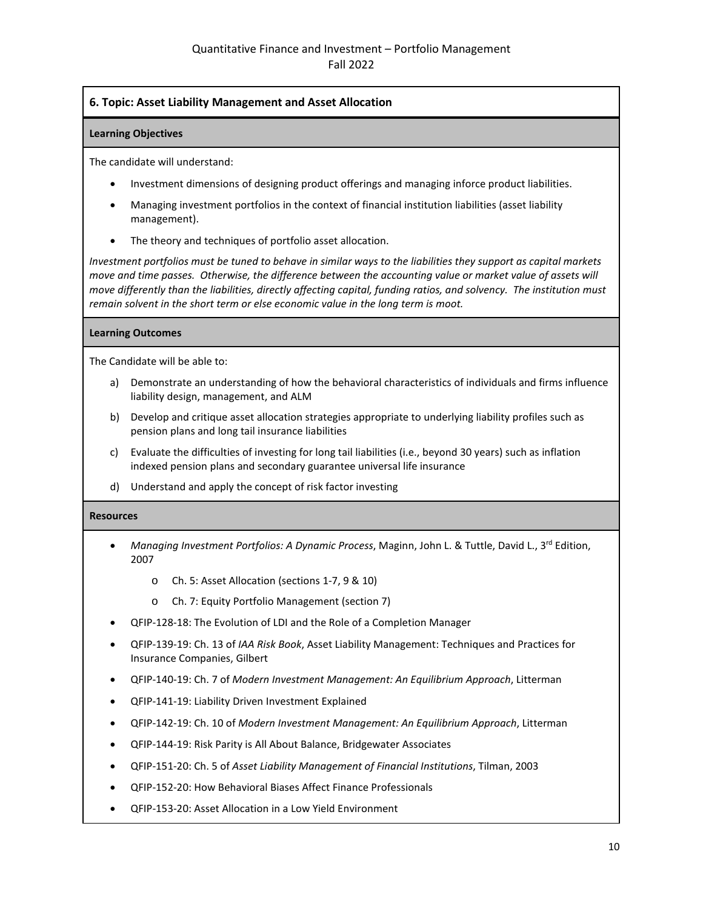## 6. Topic: Asset Liability Management and Asset Allocation

### Learning Objectives

The candidate will understand:

- Investment dimensions of designing product offerings and managing inforce product liabilities.
- Managing investment portfolios in the context of financial institution liabilities (asset liability management).
- The theory and techniques of portfolio asset allocation.

*Investment portfolios must be tuned to behave in similar ways to the liabilities they support as capital markets move and time passes. Otherwise, the difference between the accounting value or market value of assets will move differently than the liabilities, directly affecting capital, funding ratios, and solvency. The institution must remain solvent in the short term or else economic value in the long term is moot.*

### Learning Outcomes

The Candidate will be able to:

a) Demonstrate an understanding of how the behavioral characteristics of individuals and firms influence liability design, management, and ALM

b) Develop and critique asset allocation strategies appropriate to underlying liability profiles such as pension plans and long tail insurance liabilities

c) Evaluate the difficulties of investing for long tail liabilities (i.e., beyond 30 years) such as inflation indexed pension plans and secondary guarantee universal life insurance

d) Understand and apply the concept of risk factor investing

### Resources

- *Managing Investment Portfolios: A Dynamic Process*, Maginn, John L. & Tuttle, David L., 3rd Edition, 2007
  - Ch. 5: Asset Allocation (sections 1-7, 9 & 10)
  - Ch. 7: Equity Portfolio Management (section 7)
- QFIP-128-18: The Evolution of LDI and the Role of a Completion Manager
- QFIP-139-19: Ch. 13 of *IAA Risk Book*, Asset Liability Management: Techniques and Practices for Insurance Companies, Gilbert
- QFIP-140-19: Ch. 7 of *Modern Investment Management: An Equilibrium Approach*, Litterman
- QFIP-141-19: Liability Driven Investment Explained
- QFIP-142-19: Ch. 10 of *Modern Investment Management: An Equilibrium Approach*, Litterman
- QFIP-144-19: Risk Parity is All About Balance, Bridgewater Associates
- QFIP-151-20: Ch. 5 of *Asset Liability Management of Financial Institutions*, Tilman, 2003
- QFIP-152-20: How Behavioral Biases Affect Finance Professionals
- QFIP-153-20: Asset Allocation in a Low Yield Environment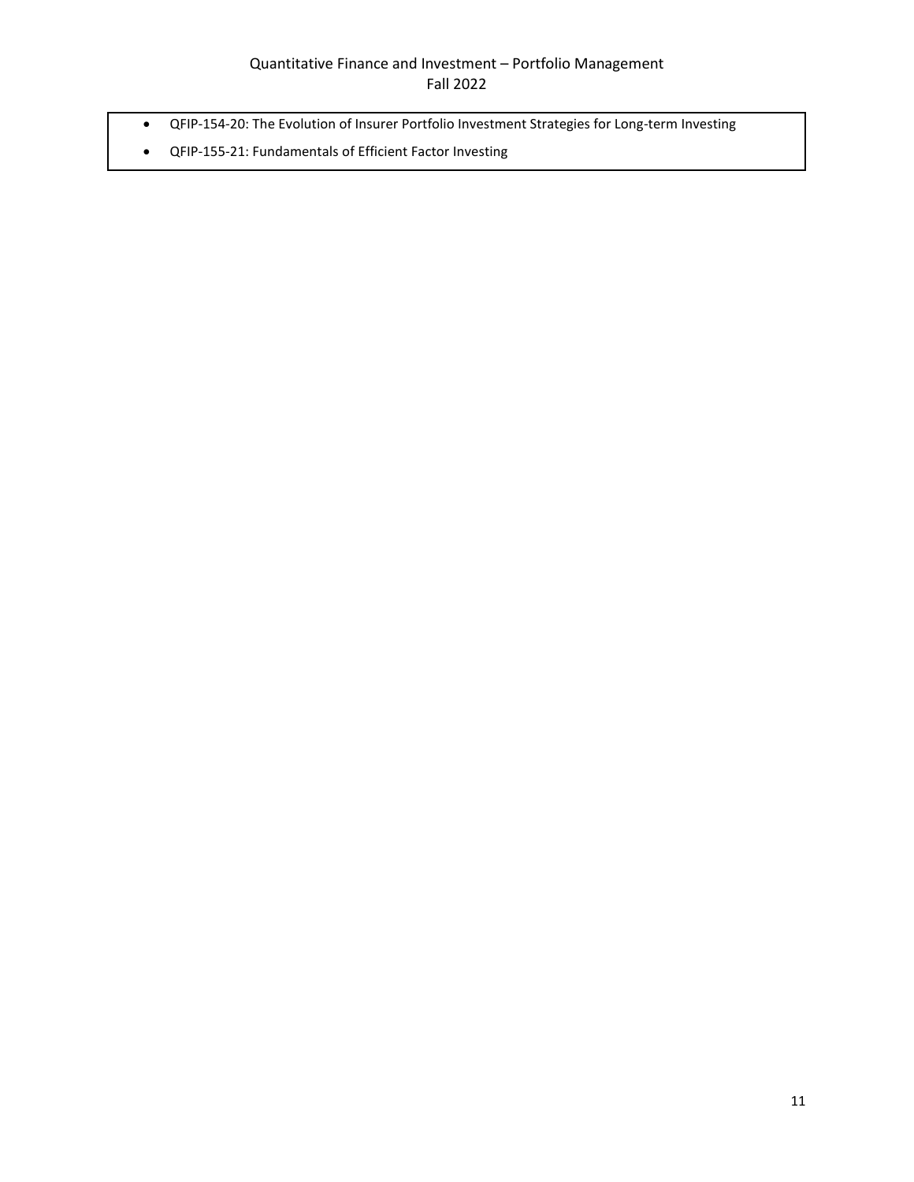- QFIP-154-20: The Evolution of Insurer Portfolio Investment Strategies for Long-term Investing
- QFIP-155-21: Fundamentals of Efficient Factor Investing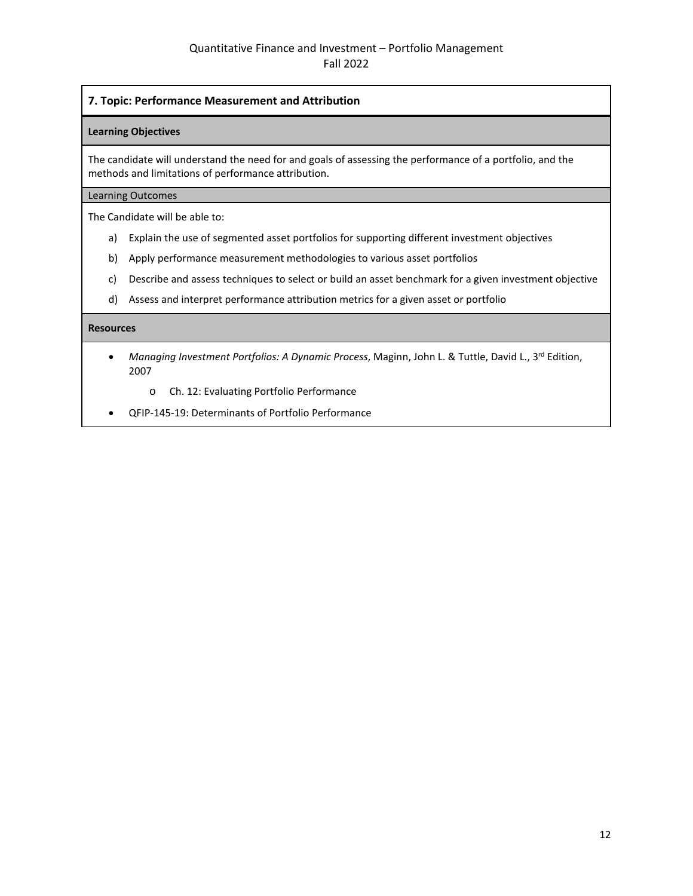## 7. Topic: Performance Measurement and Attribution

**Learning Objectives**

The candidate will understand the need for and goals of assessing the performance of a portfolio, and the methods and limitations of performance attribution.

Learning Outcomes

The Candidate will be able to:

a) Explain the use of segmented asset portfolios for supporting different investment objectives

b) Apply performance measurement methodologies to various asset portfolios

c) Describe and assess techniques to select or build an asset benchmark for a given investment objective

d) Assess and interpret performance attribution metrics for a given asset or portfolio

**Resources**

- *Managing Investment Portfolios: A Dynamic Process*, Maginn, John L. & Tuttle, David L., 3rd Edition, 2007
  - Ch. 12: Evaluating Portfolio Performance
- QFIP-145-19: Determinants of Portfolio Performance